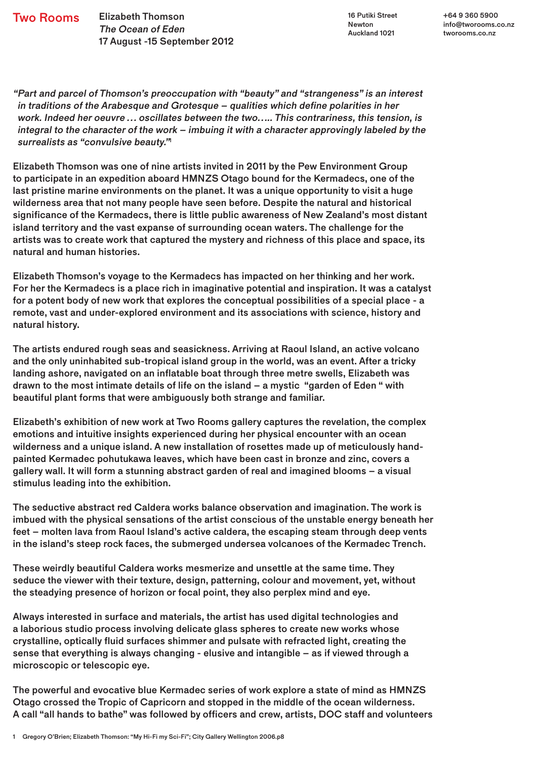Two Rooms

Elizabeth Thomson
*The Ocean of Eden*
17 August -15 September 2012

16 Putiki Street
Newton
Auckland 1021

+64 9 360 5900
info@tworooms.co.nz
tworooms.co.nz

*"Part and parcel of Thomson's preoccupation with "beauty" and "strangeness" is an interest in traditions of the Arabesque and Grotesque – qualities which define polarities in her work. Indeed her oeuvre … oscillates between the two….. This contrariness, this tension, is integral to the character of the work – imbuing it with a character approvingly labeled by the surrealists as "convulsive beauty."*[1]

Elizabeth Thomson was one of nine artists invited in 2011 by the Pew Environment Group to participate in an expedition aboard HMNZS Otago bound for the Kermadecs, one of the last pristine marine environments on the planet. It was a unique opportunity to visit a huge wilderness area that not many people have seen before. Despite the natural and historical significance of the Kermadecs, there is little public awareness of New Zealand's most distant island territory and the vast expanse of surrounding ocean waters. The challenge for the artists was to create work that captured the mystery and richness of this place and space, its natural and human histories.

Elizabeth Thomson's voyage to the Kermadecs has impacted on her thinking and her work. For her the Kermadecs is a place rich in imaginative potential and inspiration. It was a catalyst for a potent body of new work that explores the conceptual possibilities of a special place - a remote, vast and under-explored environment and its associations with science, history and natural history.

The artists endured rough seas and seasickness. Arriving at Raoul Island, an active volcano and the only uninhabited sub-tropical island group in the world, was an event. After a tricky landing ashore, navigated on an inflatable boat through three metre swells, Elizabeth was drawn to the most intimate details of life on the island – a mystic "garden of Eden " with beautiful plant forms that were ambiguously both strange and familiar.

Elizabeth's exhibition of new work at Two Rooms gallery captures the revelation, the complex emotions and intuitive insights experienced during her physical encounter with an ocean wilderness and a unique island. A new installation of rosettes made up of meticulously hand-painted Kermadec pohutukawa leaves, which have been cast in bronze and zinc, covers a gallery wall. It will form a stunning abstract garden of real and imagined blooms – a visual stimulus leading into the exhibition.

The seductive abstract red Caldera works balance observation and imagination. The work is imbued with the physical sensations of the artist conscious of the unstable energy beneath her feet – molten lava from Raoul Island's active caldera, the escaping steam through deep vents in the island's steep rock faces, the submerged undersea volcanoes of the Kermadec Trench.

These weirdly beautiful Caldera works mesmerize and unsettle at the same time. They seduce the viewer with their texture, design, patterning, colour and movement, yet, without the steadying presence of horizon or focal point, they also perplex mind and eye.

Always interested in surface and materials, the artist has used digital technologies and a laborious studio process involving delicate glass spheres to create new works whose crystalline, optically fluid surfaces shimmer and pulsate with refracted light, creating the sense that everything is always changing - elusive and intangible – as if viewed through a microscopic or telescopic eye.

The powerful and evocative blue Kermadec series of work explore a state of mind as HMNZS Otago crossed the Tropic of Capricorn and stopped in the middle of the ocean wilderness. A call "all hands to bathe" was followed by officers and crew, artists, DOC staff and volunteers

[1] Gregory O'Brien; Elizabeth Thomson: "My Hi-Fi my Sci-Fi"; City Gallery Wellington 2006.p8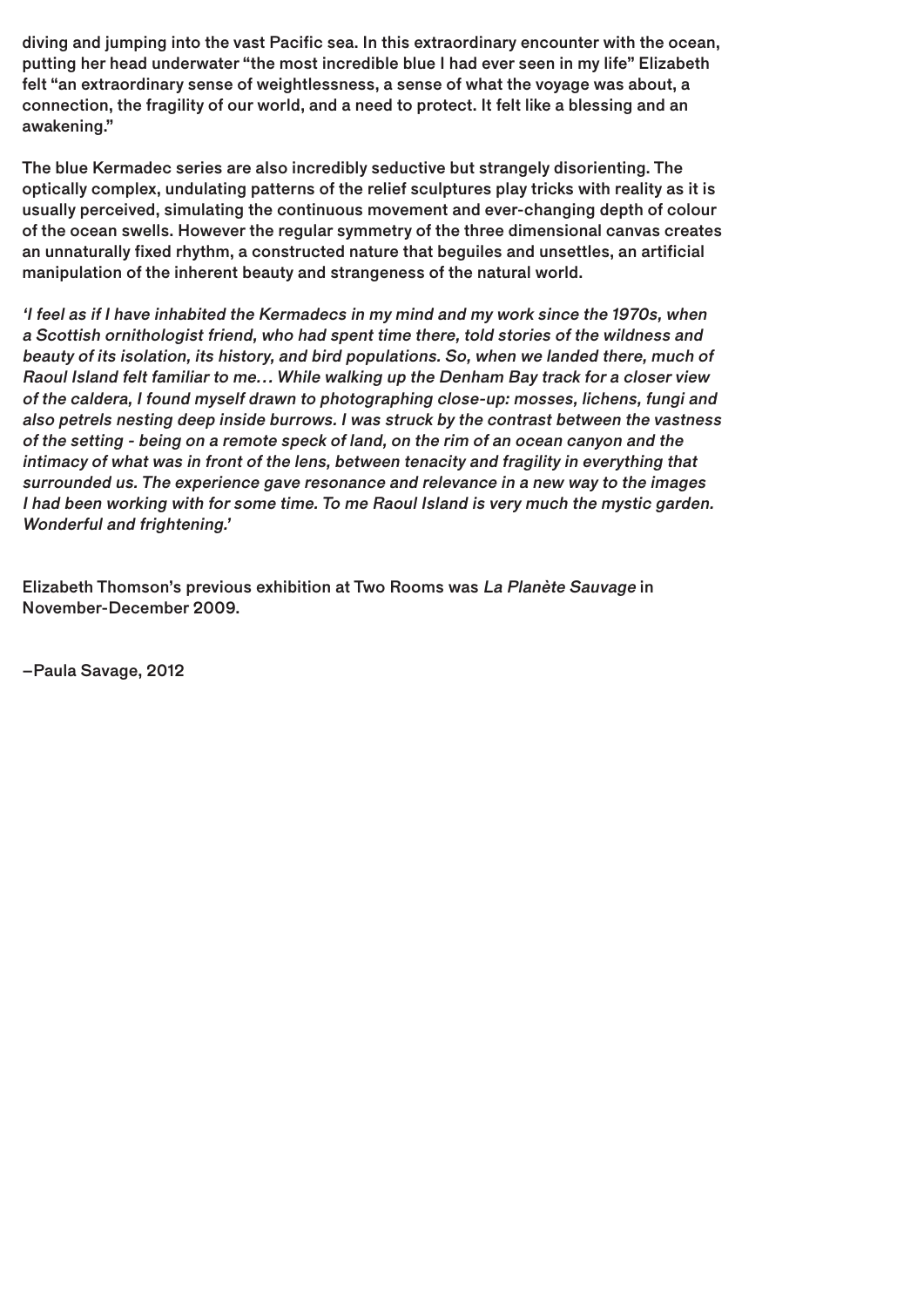diving and jumping into the vast Pacific sea. In this extraordinary encounter with the ocean, putting her head underwater "the most incredible blue I had ever seen in my life" Elizabeth felt "an extraordinary sense of weightlessness, a sense of what the voyage was about, a connection, the fragility of our world, and a need to protect. It felt like a blessing and an awakening."

The blue Kermadec series are also incredibly seductive but strangely disorienting. The optically complex, undulating patterns of the relief sculptures play tricks with reality as it is usually perceived, simulating the continuous movement and ever-changing depth of colour of the ocean swells. However the regular symmetry of the three dimensional canvas creates an unnaturally fixed rhythm, a constructed nature that beguiles and unsettles, an artificial manipulation of the inherent beauty and strangeness of the natural world.

*'I feel as if I have inhabited the Kermadecs in my mind and my work since the 1970s, when a Scottish ornithologist friend, who had spent time there, told stories of the wildness and beauty of its isolation, its history, and bird populations. So, when we landed there, much of Raoul Island felt familiar to me… While walking up the Denham Bay track for a closer view of the caldera, I found myself drawn to photographing close-up: mosses, lichens, fungi and also petrels nesting deep inside burrows. I was struck by the contrast between the vastness of the setting - being on a remote speck of land, on the rim of an ocean canyon and the intimacy of what was in front of the lens, between tenacity and fragility in everything that surrounded us. The experience gave resonance and relevance in a new way to the images I had been working with for some time. To me Raoul Island is very much the mystic garden. Wonderful and frightening.'*

Elizabeth Thomson's previous exhibition at Two Rooms was *La Planète Sauvage* in November-December 2009.

–Paula Savage, 2012